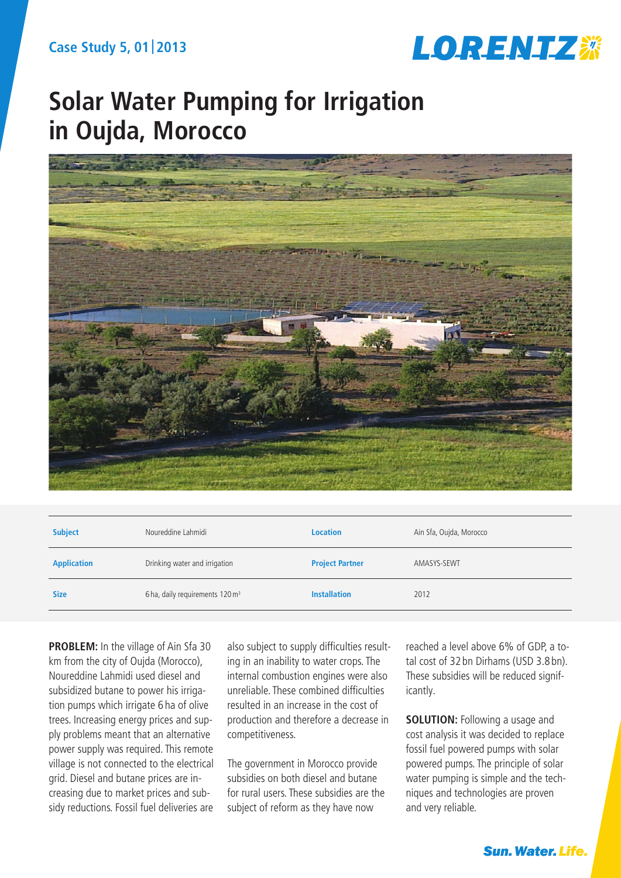Case Study 5, 01|2013

# Solar Water Pumping for Irrigation in Oujda, Morocco

| Subject | Noureddine Lahmidi | Location | Ain Sfa, Oujda, Morocco |
| --- | --- | --- | --- |
| Application | Drinking water and irrigation | Project Partner | AMASYS-SEWT |
| Size | 6 ha, daily requirements 120 m³ | Installation | 2012 |

**PROBLEM:** In the village of Ain Sfa 30 km from the city of Oujda (Morocco), Noureddine Lahmidi used diesel and subsidized butane to power his irrigation pumps which irrigate 6 ha of olive trees. Increasing energy prices and supply problems meant that an alternative power supply was required. This remote village is not connected to the electrical grid. Diesel and butane prices are increasing due to market prices and subsidy reductions. Fossil fuel deliveries are also subject to supply difficulties resulting in an inability to water crops. The internal combustion engines were also unreliable. These combined difficulties resulted in an increase in the cost of production and therefore a decrease in competitiveness.

The government in Morocco provide subsidies on both diesel and butane for rural users. These subsidies are the subject of reform as they have now reached a level above 6% of GDP, a total cost of 32 bn Dirhams (USD 3.8 bn). These subsidies will be reduced significantly.

**SOLUTION:** Following a usage and cost analysis it was decided to replace fossil fuel powered pumps with solar powered pumps. The principle of solar water pumping is simple and the techniques and technologies are proven and very reliable.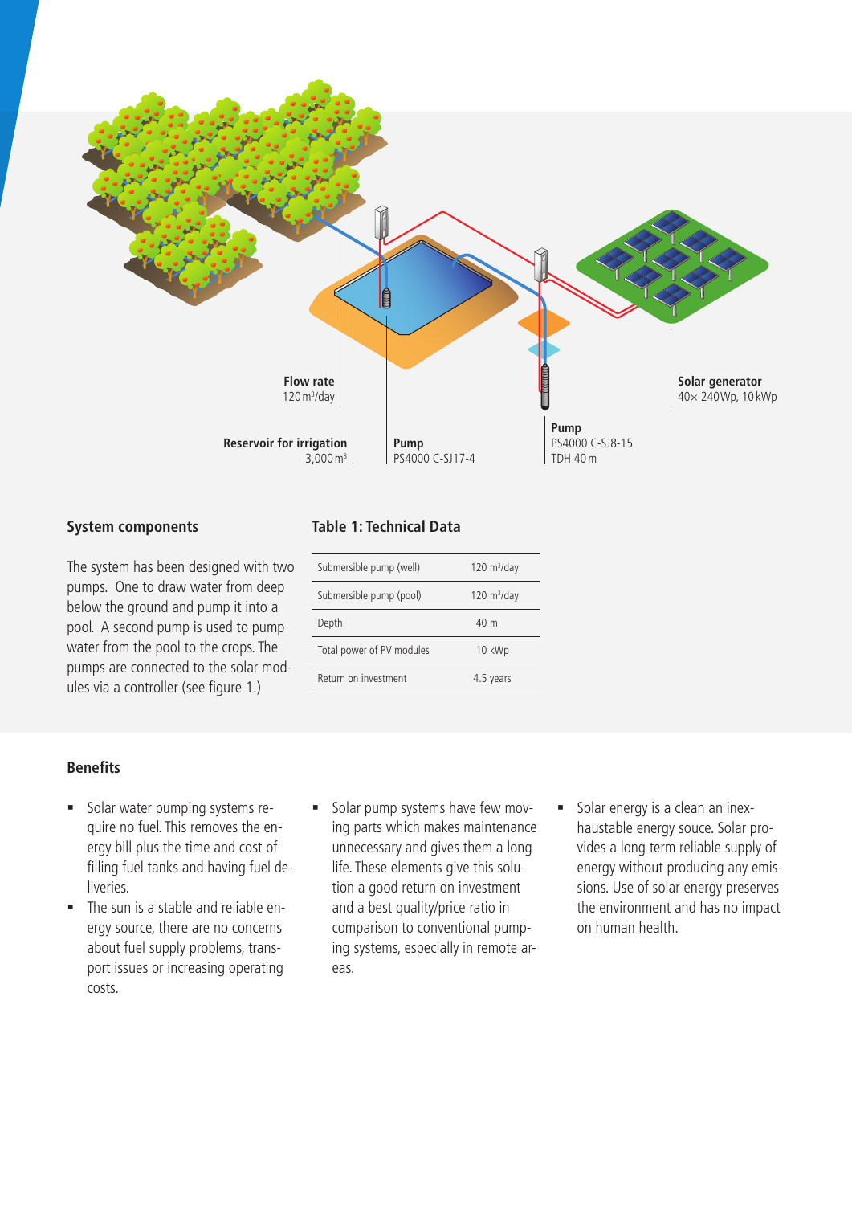Flow rate
120 m³/day

Reservoir for irrigation
3,000 m³

Pump
PS4000 C-SJ17-4

Pump
PS4000 C-SJ8-15
TDH 40 m

Solar generator
40× 240Wp, 10 kWp

## System components

The system has been designed with two pumps. One to draw water from deep below the ground and pump it into a pool. A second pump is used to pump water from the pool to the crops. The pumps are connected to the solar modules via a controller (see figure 1.)

## Table 1: Technical Data

| | |
|---|---|
| Submersible pump (well) | 120 m³/day |
| Submersible pump (pool) | 120 m³/day |
| Depth | 40 m |
| Total power of PV modules | 10 kWp |
| Return on investment | 4.5 years |

## Benefits

- Solar water pumping systems require no fuel. This removes the energy bill plus the time and cost of filling fuel tanks and having fuel deliveries.
- The sun is a stable and reliable energy source, there are no concerns about fuel supply problems, transport issues or increasing operating costs.
- Solar pump systems have few moving parts which makes maintenance unnecessary and gives them a long life. These elements give this solution a good return on investment and a best quality/price ratio in comparison to conventional pumping systems, especially in remote areas.
- Solar energy is a clean an inexhaustable energy souce. Solar provides a long term reliable supply of energy without producing any emissions. Use of solar energy preserves the environment and has no impact on human health.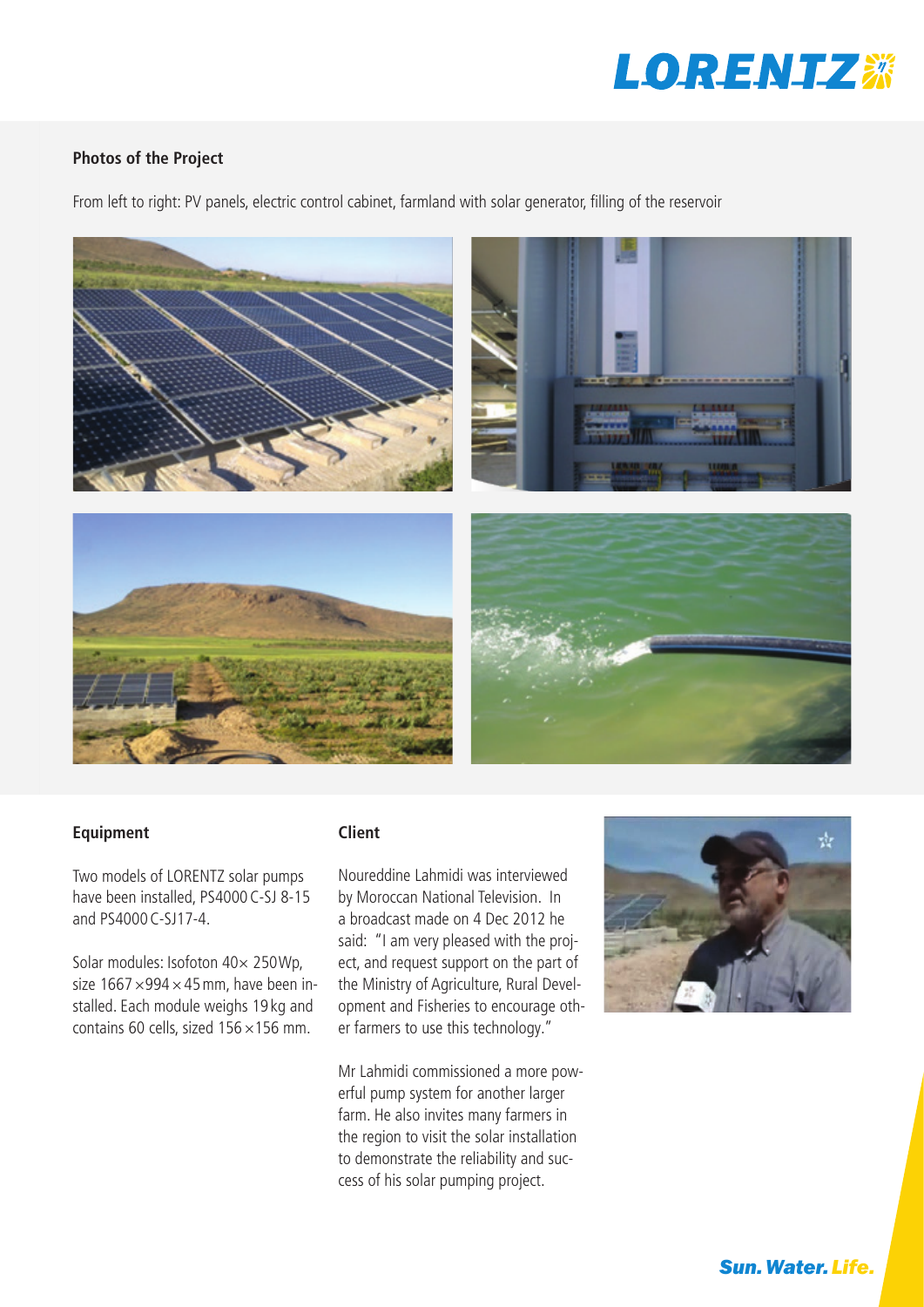## Photos of the Project

From left to right: PV panels, electric control cabinet, farmland with solar generator, filling of the reservoir

## Equipment

Two models of LORENTZ solar pumps have been installed, PS4000 C-SJ 8-15 and PS4000 C-SJ17-4.

Solar modules: Isofoton 40× 250Wp, size 1667 × 994 × 45 mm, have been installed. Each module weighs 19 kg and contains 60 cells, sized 156 × 156 mm.

## Client

Noureddine Lahmidi was interviewed by Moroccan National Television. In a broadcast made on 4 Dec 2012 he said: "I am very pleased with the project, and request support on the part of the Ministry of Agriculture, Rural Development and Fisheries to encourage other farmers to use this technology."

Mr Lahmidi commissioned a more powerful pump system for another larger farm. He also invites many farmers in the region to visit the solar installation to demonstrate the reliability and success of his solar pumping project.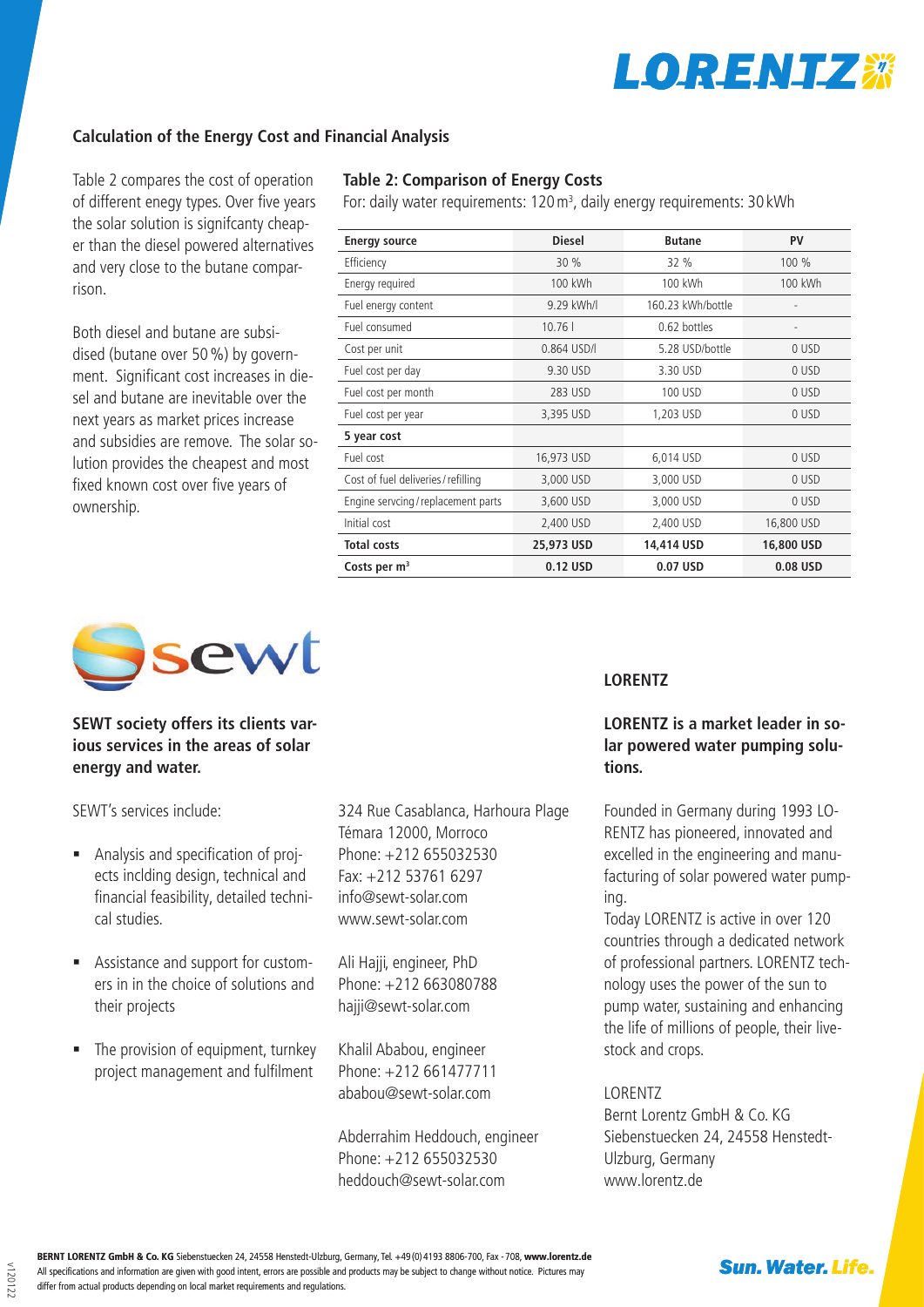## Calculation of the Energy Cost and Financial Analysis

Table 2 compares the cost of operation of different enegy types. Over five years the solar solution is signifcanty cheaper than the diesel powered alternatives and very close to the butane comparrison.

Both diesel and butane are subsidised (butane over 50 %) by government. Significant cost increases in diesel and butane are inevitable over the next years as market prices increase and subsidies are remove. The solar solution provides the cheapest and most fixed known cost over five years of ownership.

### Table 2: Comparison of Energy Costs

For: daily water requirements: 120 m³, daily energy requirements: 30 kWh

| Energy source | Diesel | Butane | PV |
|---|---|---|---|
| Efficiency | 30 % | 32 % | 100 % |
| Energy required | 100 kWh | 100 kWh | 100 kWh |
| Fuel energy content | 9.29 kWh/l | 160.23 kWh/bottle | - |
| Fuel consumed | 10.76 l | 0.62 bottles | - |
| Cost per unit | 0.864 USD/l | 5.28 USD/bottle | 0 USD |
| Fuel cost per day | 9.30 USD | 3.30 USD | 0 USD |
| Fuel cost per month | 283 USD | 100 USD | 0 USD |
| Fuel cost per year | 3,395 USD | 1,203 USD | 0 USD |
| **5 year cost** | | | |
| Fuel cost | 16,973 USD | 6,014 USD | 0 USD |
| Cost of fuel deliveries / refilling | 3,000 USD | 3,000 USD | 0 USD |
| Engine servcing / replacement parts | 3,600 USD | 3,000 USD | 0 USD |
| Initial cost | 2,400 USD | 2,400 USD | 16,800 USD |
| **Total costs** | **25,973 USD** | **14,414 USD** | **16,800 USD** |
| **Costs per m³** | **0.12 USD** | **0.07 USD** | **0.08 USD** |

sewt

**SEWT society offers its clients various services in the areas of solar energy and water.**

SEWT's services include:

- Analysis and specification of projects inclding design, technical and financial feasibility, detailed technical studies.
- Assistance and support for customers in in the choice of solutions and their projects
- The provision of equipment, turnkey project management and fulfilment

324 Rue Casablanca, Harhoura Plage
Témara 12000, Morroco
Phone: +212 655032530
Fax: +212 53761 6297
info@sewt-solar.com
www.sewt-solar.com

Ali Hajji, engineer, PhD
Phone: +212 663080788
hajji@sewt-solar.com

Khalil Ababou, engineer
Phone: +212 661477711
ababou@sewt-solar.com

Abderrahim Heddouch, engineer
Phone: +212 655032530
heddouch@sewt-solar.com

### LORENTZ

**LORENTZ is a market leader in solar powered water pumping solutions.**

Founded in Germany during 1993 LORENTZ has pioneered, innovated and excelled in the engineering and manufacturing of solar powered water pumping.

Today LORENTZ is active in over 120 countries through a dedicated network of professional partners. LORENTZ technology uses the power of the sun to pump water, sustaining and enhancing the life of millions of people, their livestock and crops.

LORENTZ
Bernt Lorentz GmbH & Co. KG
Siebenstuecken 24, 24558 Henstedt-Ulzburg, Germany
www.lorentz.de